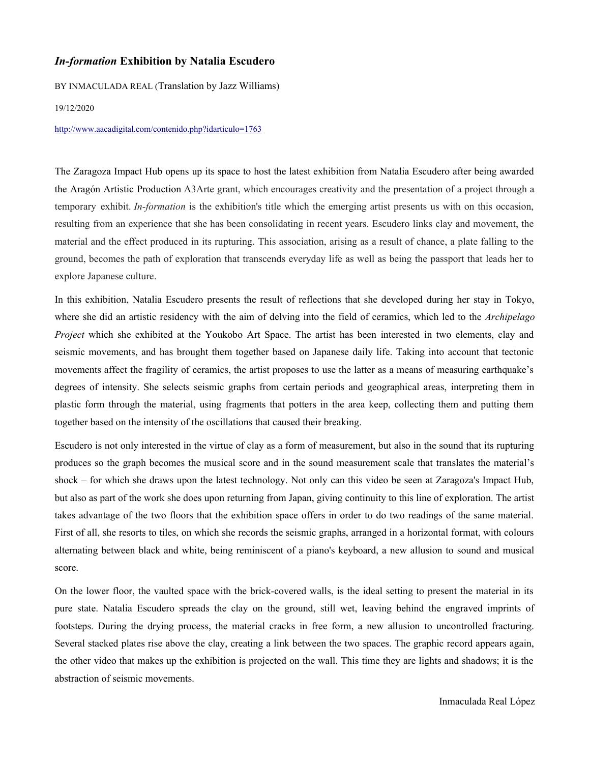## *In-formation* Exhibition by Natalia Escudero

BY INMACULADA REAL (Translation by Jazz Williams)

19/12/2020

http://www.aacadigital.com/contenido.php?idarticulo=1763

The Zaragoza Impact Hub opens up its space to host the latest exhibition from Natalia Escudero after being awarded the Aragón Artistic Production A3Arte grant, which encourages creativity and the presentation of a project through a temporary exhibit. *In-formation* is the exhibition's title which the emerging artist presents us with on this occasion, resulting from an experience that she has been consolidating in recent years. Escudero links clay and movement, the material and the effect produced in its rupturing. This association, arising as a result of chance, a plate falling to the ground, becomes the path of exploration that transcends everyday life as well as being the passport that leads her to explore Japanese culture.

In this exhibition, Natalia Escudero presents the result of reflections that she developed during her stay in Tokyo, where she did an artistic residency with the aim of delving into the field of ceramics, which led to the *Archipelago Project* which she exhibited at the Youkobo Art Space. The artist has been interested in two elements, clay and seismic movements, and has brought them together based on Japanese daily life. Taking into account that tectonic movements affect the fragility of ceramics, the artist proposes to use the latter as a means of measuring earthquake's degrees of intensity. She selects seismic graphs from certain periods and geographical areas, interpreting them in plastic form through the material, using fragments that potters in the area keep, collecting them and putting them together based on the intensity of the oscillations that caused their breaking.

Escudero is not only interested in the virtue of clay as a form of measurement, but also in the sound that its rupturing produces so the graph becomes the musical score and in the sound measurement scale that translates the material's shock – for which she draws upon the latest technology. Not only can this video be seen at Zaragoza's Impact Hub, but also as part of the work she does upon returning from Japan, giving continuity to this line of exploration. The artist takes advantage of the two floors that the exhibition space offers in order to do two readings of the same material. First of all, she resorts to tiles, on which she records the seismic graphs, arranged in a horizontal format, with colours alternating between black and white, being reminiscent of a piano's keyboard, a new allusion to sound and musical score.

On the lower floor, the vaulted space with the brick-covered walls, is the ideal setting to present the material in its pure state. Natalia Escudero spreads the clay on the ground, still wet, leaving behind the engraved imprints of footsteps. During the drying process, the material cracks in free form, a new allusion to uncontrolled fracturing. Several stacked plates rise above the clay, creating a link between the two spaces. The graphic record appears again, the other video that makes up the exhibition is projected on the wall. This time they are lights and shadows; it is the abstraction of seismic movements.

Inmaculada Real López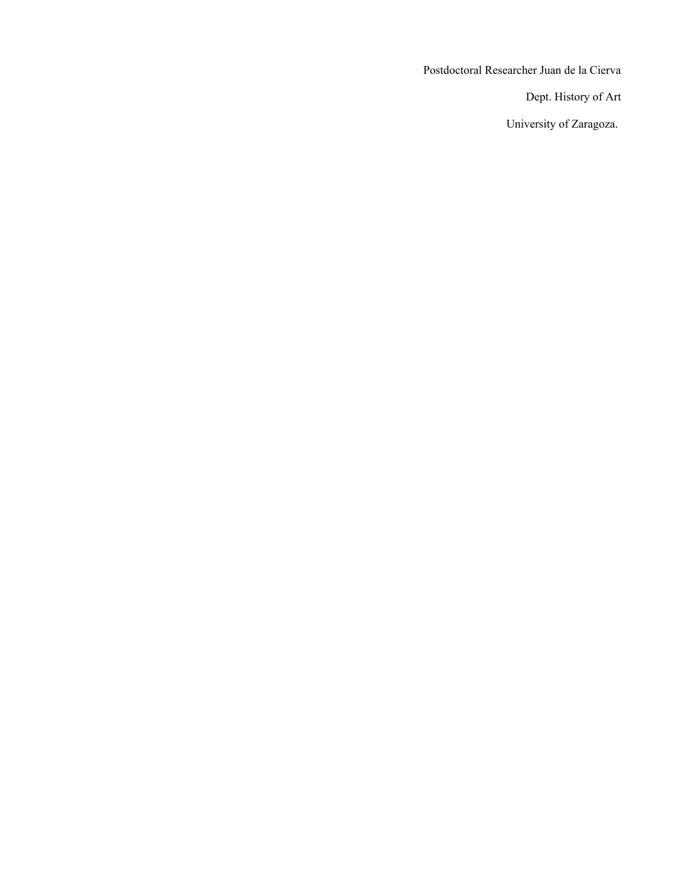Postdoctoral Researcher Juan de la Cierva

Dept. History of Art

University of Zaragoza.